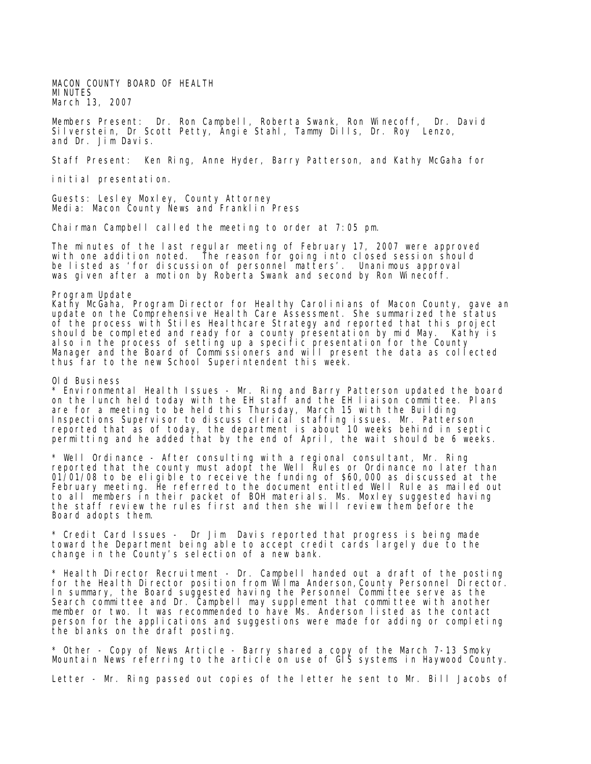MACON COUNTY BOARD OF HEALTH
MINUTES
March 13, 2007

Members Present: Dr. Ron Campbell, Roberta Swank, Ron Winecoff, Dr. David Silverstein, Dr Scott Petty, Angie Stahl, Tammy Dills, Dr. Roy Lenzo, and Dr. Jim Davis.

Staff Present: Ken Ring, Anne Hyder, Barry Patterson, and Kathy McGaha for initial presentation.

Guests: Lesley Moxley, County Attorney
Media: Macon County News and Franklin Press

Chairman Campbell called the meeting to order at 7:05 pm.

The minutes of the last regular meeting of February 17, 2007 were approved with one addition noted. The reason for going into closed session should be listed as 'for discussion of personnel matters'. Unanimous approval was given after a motion by Roberta Swank and second by Ron Winecoff.

Program Update
Kathy McGaha, Program Director for Healthy Carolinians of Macon County, gave an update on the Comprehensive Health Care Assessment. She summarized the status of the process with Stiles Healthcare Strategy and reported that this project should be completed and ready for a county presentation by mid May. Kathy is also in the process of setting up a specific presentation for the County Manager and the Board of Commissioners and will present the data as collected thus far to the new School Superintendent this week.

Old Business
* Environmental Health Issues - Mr. Ring and Barry Patterson updated the board on the lunch held today with the EH staff and the EH liaison committee. Plans are for a meeting to be held this Thursday, March 15 with the Building Inspections Supervisor to discuss clerical staffing issues. Mr. Patterson reported that as of today, the department is about 10 weeks behind in septic permitting and he added that by the end of April, the wait should be 6 weeks.

* Well Ordinance - After consulting with a regional consultant, Mr. Ring reported that the county must adopt the Well Rules or Ordinance no later than 01/01/08 to be eligible to receive the funding of $60,000 as discussed at the February meeting. He referred to the document entitled Well Rule as mailed out to all members in their packet of BOH materials. Ms. Moxley suggested having the staff review the rules first and then she will review them before the Board adopts them.

* Credit Card Issues - Dr Jim Davis reported that progress is being made toward the Department being able to accept credit cards largely due to the change in the County's selection of a new bank.

* Health Director Recruitment - Dr. Campbell handed out a draft of the posting for the Health Director position from Wilma Anderson, County Personnel Director. In summary, the Board suggested having the Personnel Committee serve as the Search committee and Dr. Campbell may supplement that committee with another member or two. It was recommended to have Ms. Anderson listed as the contact person for the applications and suggestions were made for adding or completing the blanks on the draft posting.

* Other - Copy of News Article - Barry shared a copy of the March 7-13 Smoky Mountain News referring to the article on use of GIS systems in Haywood County.

Letter - Mr. Ring passed out copies of the letter he sent to Mr. Bill Jacobs of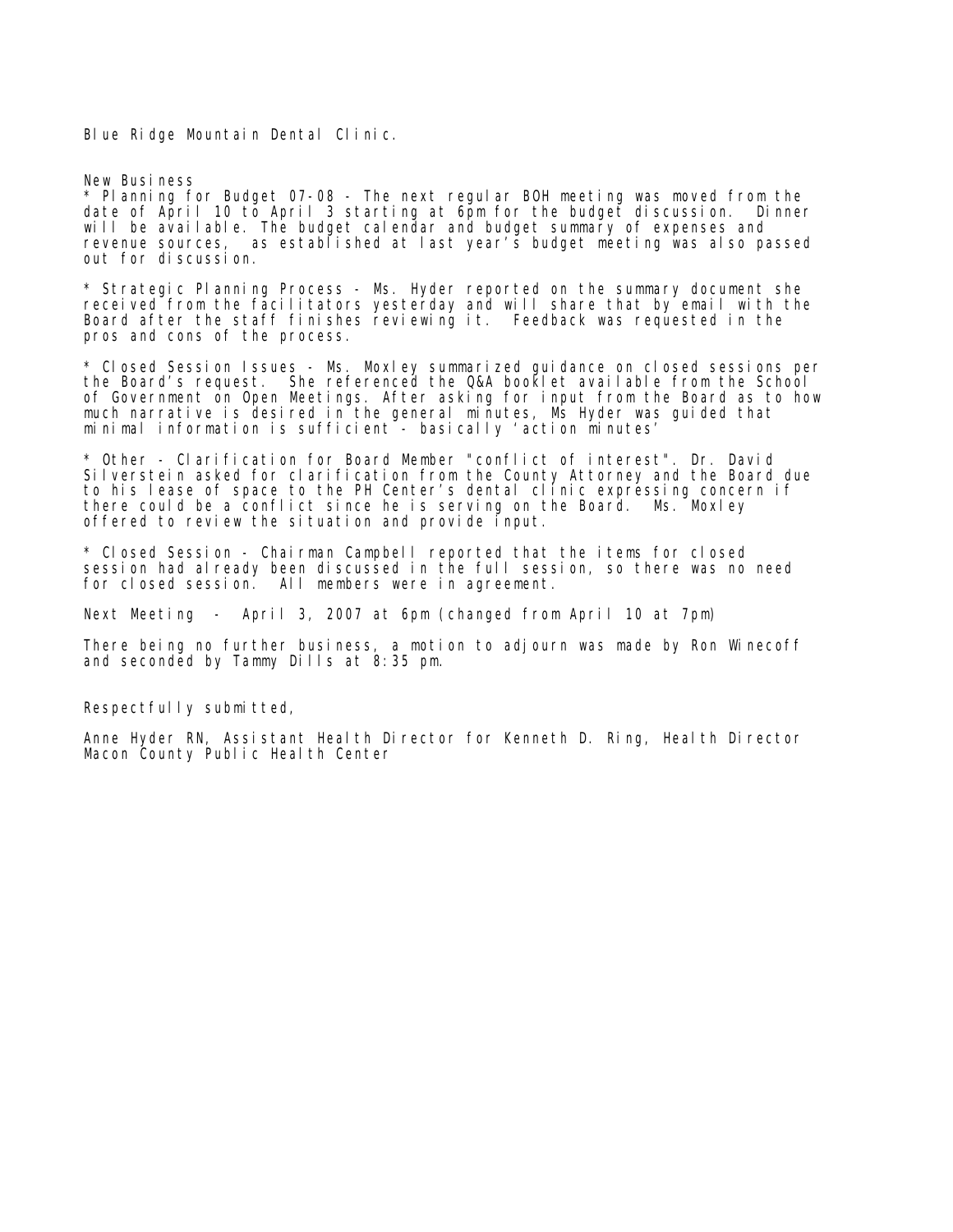Blue Ridge Mountain Dental Clinic.

New Business

* Planning for Budget 07-08 - The next regular BOH meeting was moved from the date of April 10 to April 3 starting at 6pm for the budget discussion. Dinner will be available. The budget calendar and budget summary of expenses and revenue sources, as established at last year's budget meeting was also passed out for discussion.

* Strategic Planning Process - Ms. Hyder reported on the summary document she received from the facilitators yesterday and will share that by email with the Board after the staff finishes reviewing it. Feedback was requested in the pros and cons of the process.

* Closed Session Issues - Ms. Moxley summarized guidance on closed sessions per the Board's request. She referenced the Q&A booklet available from the School of Government on Open Meetings. After asking for input from the Board as to how much narrative is desired in the general minutes, Ms Hyder was guided that minimal information is sufficient - basically 'action minutes'

* Other - Clarification for Board Member "conflict of interest". Dr. David Silverstein asked for clarification from the County Attorney and the Board due to his lease of space to the PH Center's dental clinic expressing concern if there could be a conflict since he is serving on the Board. Ms. Moxley offered to review the situation and provide input.

* Closed Session - Chairman Campbell reported that the items for closed session had already been discussed in the full session, so there was no need for closed session. All members were in agreement.

Next Meeting - April 3, 2007 at 6pm (changed from April 10 at 7pm)

There being no further business, a motion to adjourn was made by Ron Winecoff and seconded by Tammy Dills at 8:35 pm.

Respectfully submitted,

Anne Hyder RN, Assistant Health Director for Kenneth D. Ring, Health Director
Macon County Public Health Center